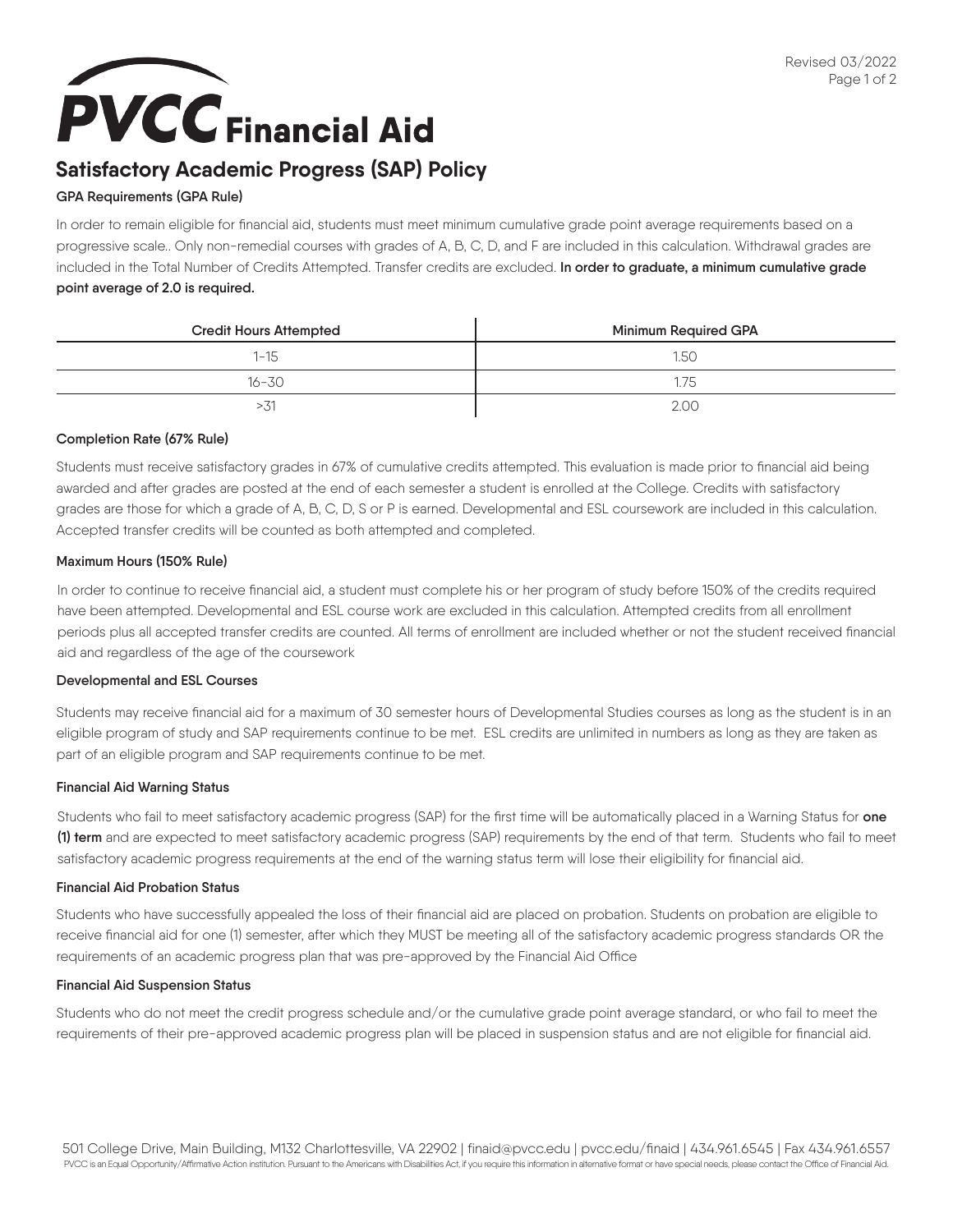# PVCC Financial Aid

## Satisfactory Academic Progress (SAP) Policy

### GPA Requirements (GPA Rule)

In order to remain eligible for financial aid, students must meet minimum cumulative grade point average requirements based on a progressive scale.. Only non-remedial courses with grades of A, B, C, D, and F are included in this calculation. Withdrawal grades are included in the Total Number of Credits Attempted. Transfer credits are excluded. **In order to graduate, a minimum cumulative grade point average of 2.0 is required.**

| Credit Hours Attempted | Minimum Required GPA |
|---|---|
| 1-15 | 1.50 |
| 16-30 | 1.75 |
| >31 | 2.00 |

### Completion Rate (67% Rule)

Students must receive satisfactory grades in 67% of cumulative credits attempted. This evaluation is made prior to financial aid being awarded and after grades are posted at the end of each semester a student is enrolled at the College. Credits with satisfactory grades are those for which a grade of A, B, C, D, S or P is earned. Developmental and ESL coursework are included in this calculation. Accepted transfer credits will be counted as both attempted and completed.

### Maximum Hours (150% Rule)

In order to continue to receive financial aid, a student must complete his or her program of study before 150% of the credits required have been attempted. Developmental and ESL course work are excluded in this calculation. Attempted credits from all enrollment periods plus all accepted transfer credits are counted. All terms of enrollment are included whether or not the student received financial aid and regardless of the age of the coursework

### Developmental and ESL Courses

Students may receive financial aid for a maximum of 30 semester hours of Developmental Studies courses as long as the student is in an eligible program of study and SAP requirements continue to be met. ESL credits are unlimited in numbers as long as they are taken as part of an eligible program and SAP requirements continue to be met.

### Financial Aid Warning Status

Students who fail to meet satisfactory academic progress (SAP) for the first time will be automatically placed in a Warning Status for **one (1) term** and are expected to meet satisfactory academic progress (SAP) requirements by the end of that term. Students who fail to meet satisfactory academic progress requirements at the end of the warning status term will lose their eligibility for financial aid.

### Financial Aid Probation Status

Students who have successfully appealed the loss of their financial aid are placed on probation. Students on probation are eligible to receive financial aid for one (1) semester, after which they MUST be meeting all of the satisfactory academic progress standards OR the requirements of an academic progress plan that was pre-approved by the Financial Aid Office

### Financial Aid Suspension Status

Students who do not meet the credit progress schedule and/or the cumulative grade point average standard, or who fail to meet the requirements of their pre-approved academic progress plan will be placed in suspension status and are not eligible for financial aid.

501 College Drive, Main Building, M132 Charlottesville, VA 22902 | finaid@pvcc.edu | pvcc.edu/finaid | 434.961.6545 | Fax 434.961.6557

PVCC is an Equal Opportunity/Affirmative Action institution. Pursuant to the Americans with Disabilities Act, if you require this information in alternative format or have special needs, please contact the Office of Financial Aid.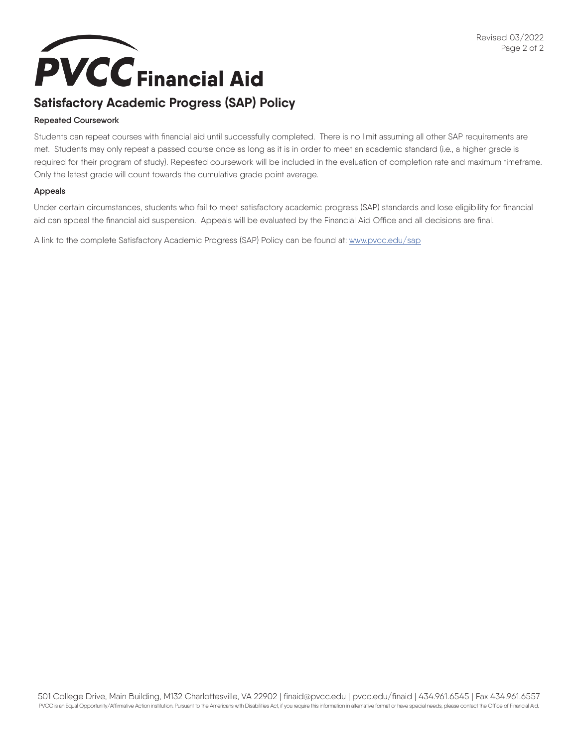# PVCC Financial Aid

## Satisfactory Academic Progress (SAP) Policy

### Repeated Coursework

Students can repeat courses with financial aid until successfully completed. There is no limit assuming all other SAP requirements are met. Students may only repeat a passed course once as long as it is in order to meet an academic standard (i.e., a higher grade is required for their program of study). Repeated coursework will be included in the evaluation of completion rate and maximum timeframe. Only the latest grade will count towards the cumulative grade point average.

### Appeals

Under certain circumstances, students who fail to meet satisfactory academic progress (SAP) standards and lose eligibility for financial aid can appeal the financial aid suspension. Appeals will be evaluated by the Financial Aid Office and all decisions are final.

A link to the complete Satisfactory Academic Progress (SAP) Policy can be found at: www.pvcc.edu/sap

501 College Drive, Main Building, M132 Charlottesville, VA 22902 | finaid@pvcc.edu | pvcc.edu/finaid | 434.961.6545 | Fax 434.961.6557

PVCC is an Equal Opportunity/Affirmative Action institution. Pursuant to the Americans with Disabilities Act, if you require this information in alternative format or have special needs, please contact the Office of Financial Aid.